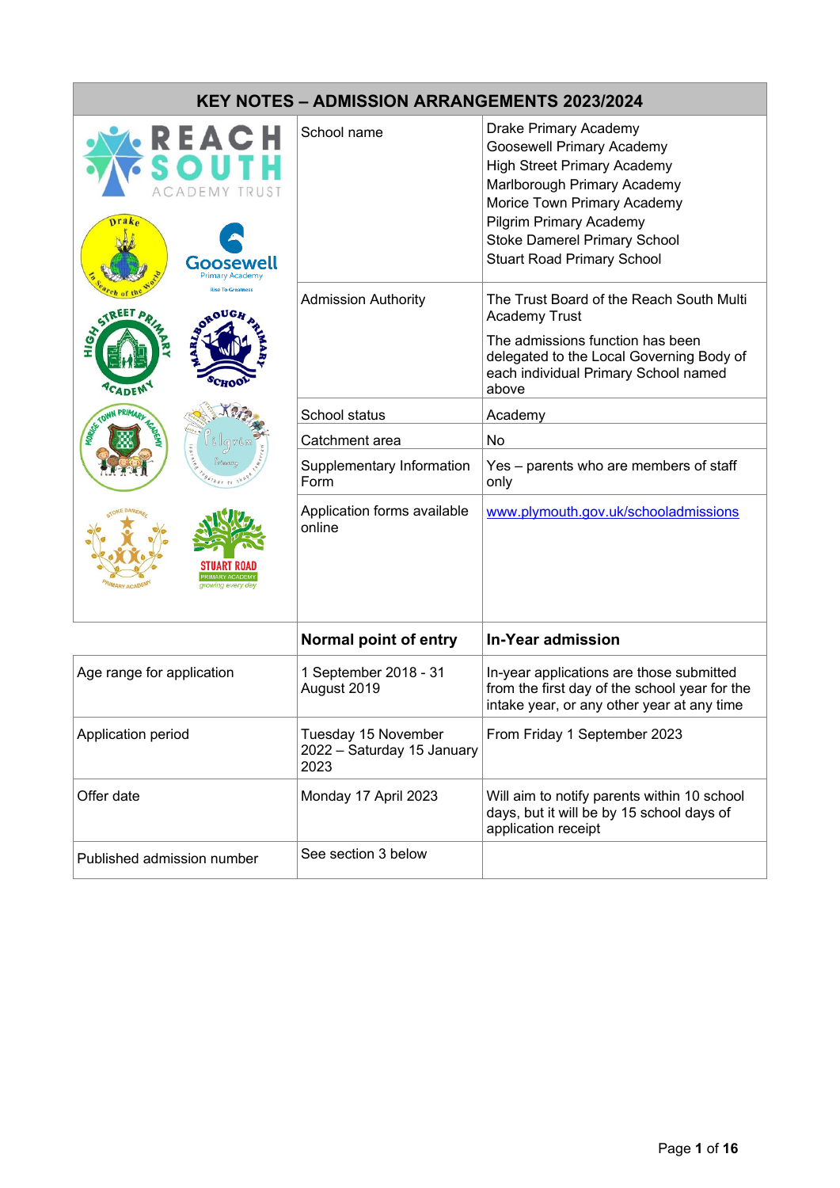# KEY NOTES – ADMISSION ARRANGEMENTS 2023/2024

| | | |
|---|---|---|
| | School name | Drake Primary Academy<br>Goosewell Primary Academy<br>High Street Primary Academy<br>Marlborough Primary Academy<br>Morice Town Primary Academy<br>Pilgrim Primary Academy<br>Stoke Damerel Primary School<br>Stuart Road Primary School |
| | Admission Authority | The Trust Board of the Reach South Multi Academy Trust<br>The admissions function has been delegated to the Local Governing Body of each individual Primary School named above |
| | School status | Academy |
| | Catchment area | No |
| | Supplementary Information Form | Yes – parents who are members of staff only |
| | Application forms available online | www.plymouth.gov.uk/schooladmissions |
| | **Normal point of entry** | **In-Year admission** |
| Age range for application | 1 September 2018 - 31 August 2019 | In-year applications are those submitted from the first day of the school year for the intake year, or any other year at any time |
| Application period | Tuesday 15 November 2022 – Saturday 15 January 2023 | From Friday 1 September 2023 |
| Offer date | Monday 17 April 2023 | Will aim to notify parents within 10 school days, but it will be by 15 school days of application receipt |
| Published admission number | See section 3 below | |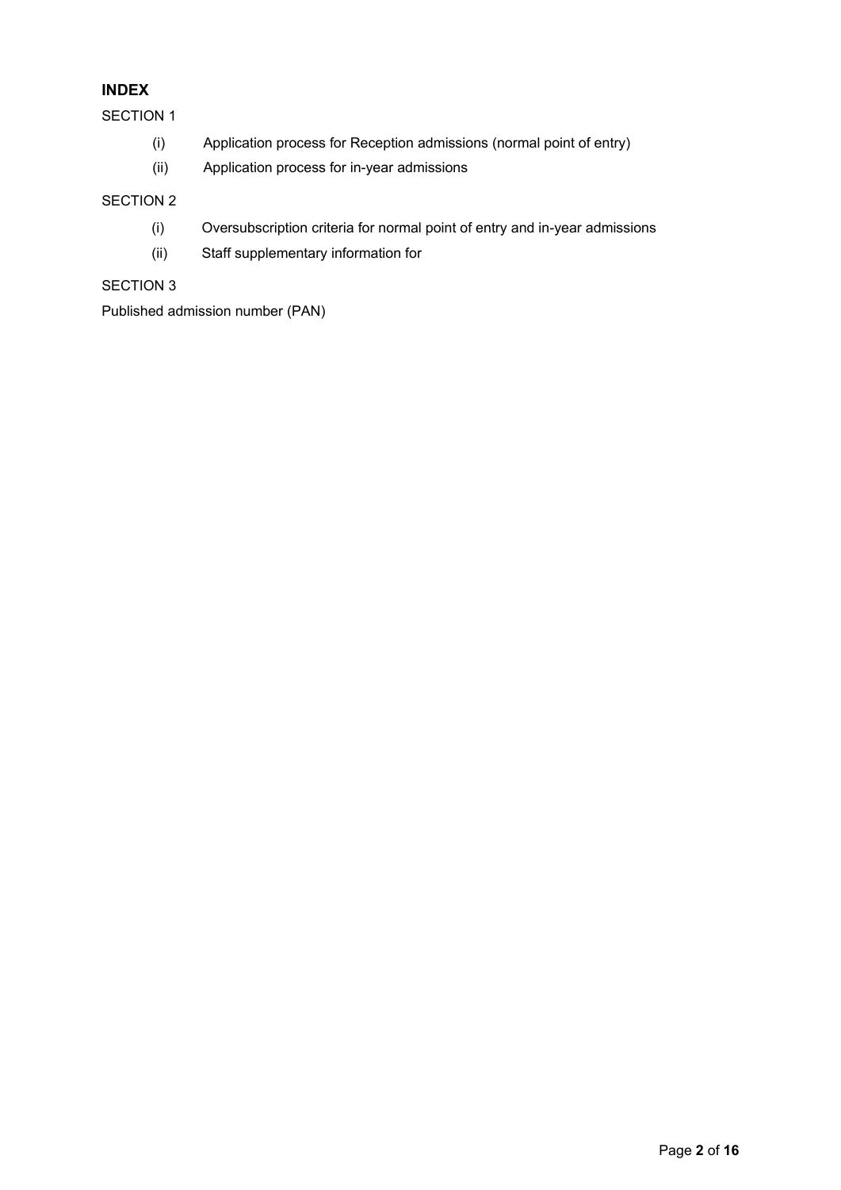## INDEX

SECTION 1

- (i) Application process for Reception admissions (normal point of entry)
- (ii) Application process for in-year admissions

SECTION 2

- (i) Oversubscription criteria for normal point of entry and in-year admissions
- (ii) Staff supplementary information for

SECTION 3

Published admission number (PAN)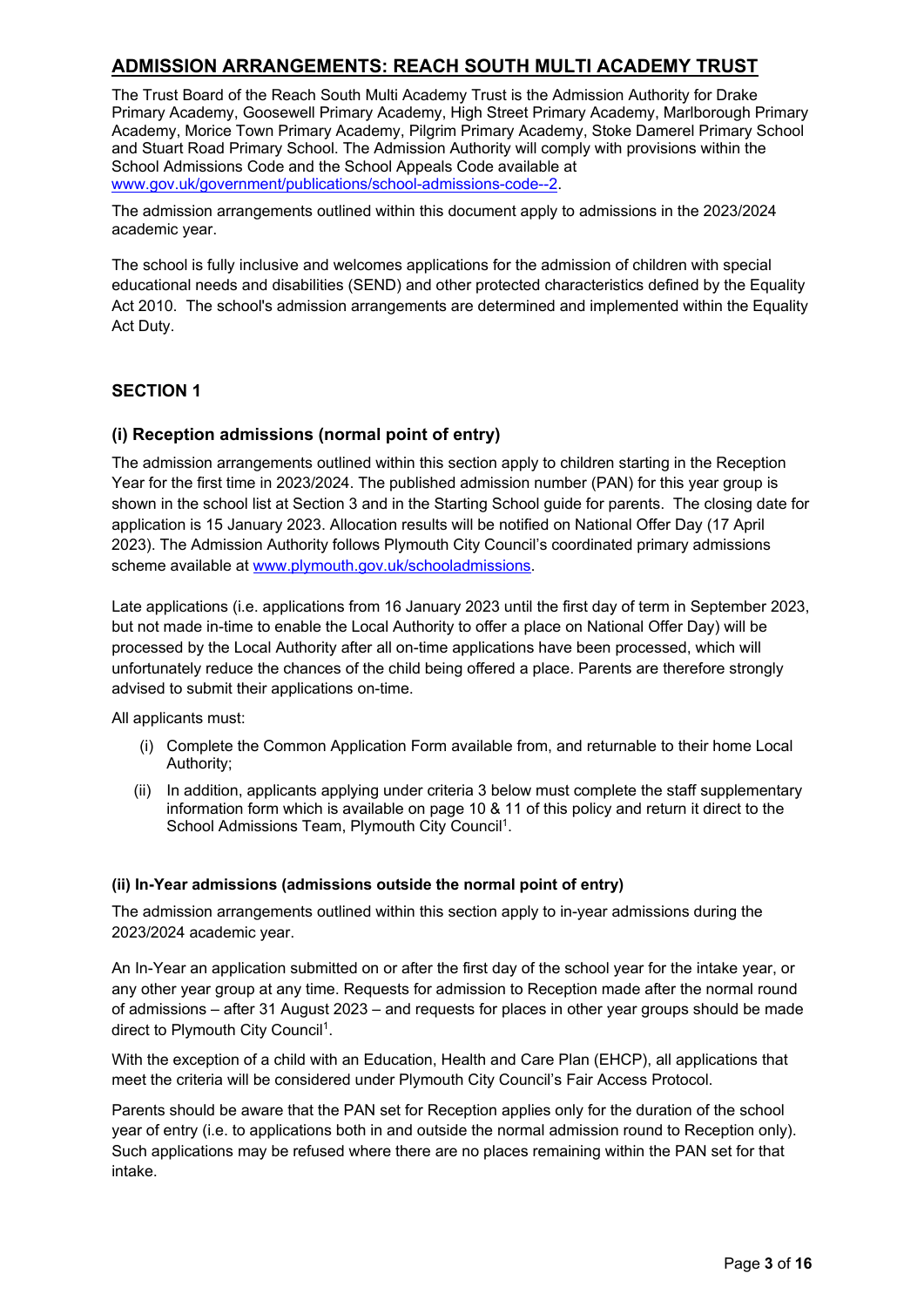## ADMISSION ARRANGEMENTS: REACH SOUTH MULTI ACADEMY TRUST

The Trust Board of the Reach South Multi Academy Trust is the Admission Authority for Drake Primary Academy, Goosewell Primary Academy, High Street Primary Academy, Marlborough Primary Academy, Morice Town Primary Academy, Pilgrim Primary Academy, Stoke Damerel Primary School and Stuart Road Primary School. The Admission Authority will comply with provisions within the School Admissions Code and the School Appeals Code available at www.gov.uk/government/publications/school-admissions-code--2.

The admission arrangements outlined within this document apply to admissions in the 2023/2024 academic year.

The school is fully inclusive and welcomes applications for the admission of children with special educational needs and disabilities (SEND) and other protected characteristics defined by the Equality Act 2010. The school's admission arrangements are determined and implemented within the Equality Act Duty.

### SECTION 1

### (i) Reception admissions (normal point of entry)

The admission arrangements outlined within this section apply to children starting in the Reception Year for the first time in 2023/2024. The published admission number (PAN) for this year group is shown in the school list at Section 3 and in the Starting School guide for parents. The closing date for application is 15 January 2023. Allocation results will be notified on National Offer Day (17 April 2023). The Admission Authority follows Plymouth City Council's coordinated primary admissions scheme available at www.plymouth.gov.uk/schooladmissions.

Late applications (i.e. applications from 16 January 2023 until the first day of term in September 2023, but not made in-time to enable the Local Authority to offer a place on National Offer Day) will be processed by the Local Authority after all on-time applications have been processed, which will unfortunately reduce the chances of the child being offered a place. Parents are therefore strongly advised to submit their applications on-time.

All applicants must:

(i) Complete the Common Application Form available from, and returnable to their home Local Authority;

(ii) In addition, applicants applying under criteria 3 below must complete the staff supplementary information form which is available on page 10 & 11 of this policy and return it direct to the School Admissions Team, Plymouth City Council[1].

#### (ii) In-Year admissions (admissions outside the normal point of entry)

The admission arrangements outlined within this section apply to in-year admissions during the 2023/2024 academic year.

An In-Year an application submitted on or after the first day of the school year for the intake year, or any other year group at any time. Requests for admission to Reception made after the normal round of admissions – after 31 August 2023 – and requests for places in other year groups should be made direct to Plymouth City Council[1].

With the exception of a child with an Education, Health and Care Plan (EHCP), all applications that meet the criteria will be considered under Plymouth City Council's Fair Access Protocol.

Parents should be aware that the PAN set for Reception applies only for the duration of the school year of entry (i.e. to applications both in and outside the normal admission round to Reception only). Such applications may be refused where there are no places remaining within the PAN set for that intake.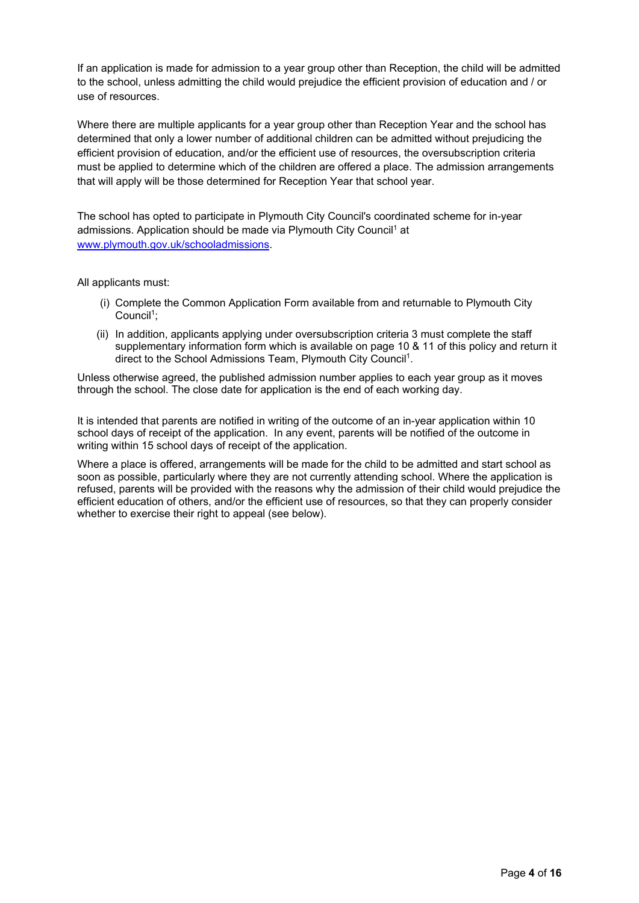If an application is made for admission to a year group other than Reception, the child will be admitted to the school, unless admitting the child would prejudice the efficient provision of education and / or use of resources.

Where there are multiple applicants for a year group other than Reception Year and the school has determined that only a lower number of additional children can be admitted without prejudicing the efficient provision of education, and/or the efficient use of resources, the oversubscription criteria must be applied to determine which of the children are offered a place. The admission arrangements that will apply will be those determined for Reception Year that school year.

The school has opted to participate in Plymouth City Council's coordinated scheme for in-year admissions. Application should be made via Plymouth City Council[1] at [www.plymouth.gov.uk/schooladmissions](www.plymouth.gov.uk/schooladmissions).

All applicants must:

(i) Complete the Common Application Form available from and returnable to Plymouth City Council[1];

(ii) In addition, applicants applying under oversubscription criteria 3 must complete the staff supplementary information form which is available on page 10 & 11 of this policy and return it direct to the School Admissions Team, Plymouth City Council[1].

Unless otherwise agreed, the published admission number applies to each year group as it moves through the school. The close date for application is the end of each working day.

It is intended that parents are notified in writing of the outcome of an in-year application within 10 school days of receipt of the application. In any event, parents will be notified of the outcome in writing within 15 school days of receipt of the application.

Where a place is offered, arrangements will be made for the child to be admitted and start school as soon as possible, particularly where they are not currently attending school. Where the application is refused, parents will be provided with the reasons why the admission of their child would prejudice the efficient education of others, and/or the efficient use of resources, so that they can properly consider whether to exercise their right to appeal (see below).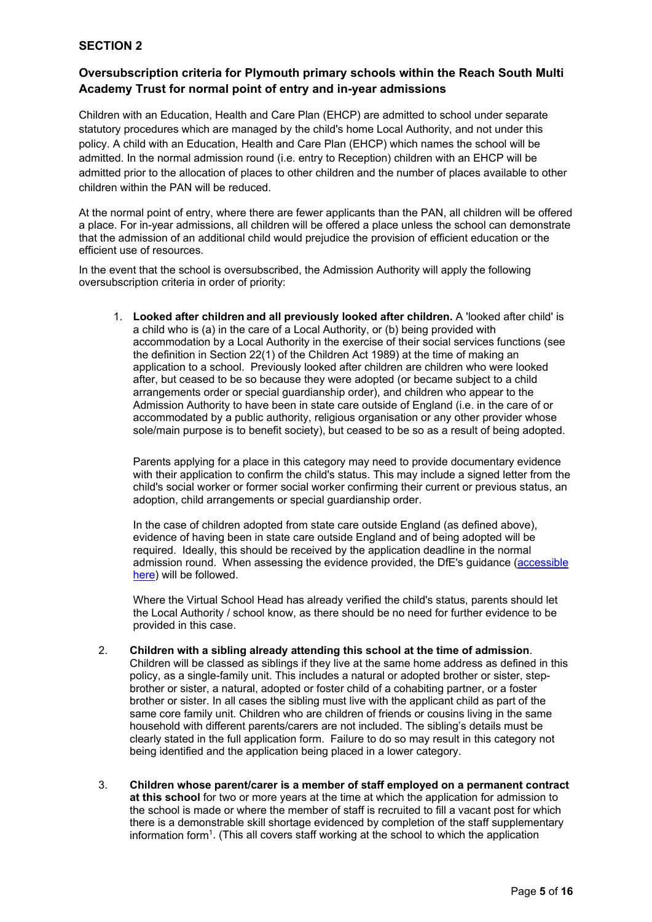## SECTION 2

### Oversubscription criteria for Plymouth primary schools within the Reach South Multi Academy Trust for normal point of entry and in-year admissions

Children with an Education, Health and Care Plan (EHCP) are admitted to school under separate statutory procedures which are managed by the child's home Local Authority, and not under this policy. A child with an Education, Health and Care Plan (EHCP) which names the school will be admitted. In the normal admission round (i.e. entry to Reception) children with an EHCP will be admitted prior to the allocation of places to other children and the number of places available to other children within the PAN will be reduced.

At the normal point of entry, where there are fewer applicants than the PAN, all children will be offered a place. For in-year admissions, all children will be offered a place unless the school can demonstrate that the admission of an additional child would prejudice the provision of efficient education or the efficient use of resources.

In the event that the school is oversubscribed, the Admission Authority will apply the following oversubscription criteria in order of priority:

1. **Looked after children and all previously looked after children.** A 'looked after child' is a child who is (a) in the care of a Local Authority, or (b) being provided with accommodation by a Local Authority in the exercise of their social services functions (see the definition in Section 22(1) of the Children Act 1989) at the time of making an application to a school. Previously looked after children are children who were looked after, but ceased to be so because they were adopted (or became subject to a child arrangements order or special guardianship order), and children who appear to the Admission Authority to have been in state care outside of England (i.e. in the care of or accommodated by a public authority, religious organisation or any other provider whose sole/main purpose is to benefit society), but ceased to be so as a result of being adopted.

   Parents applying for a place in this category may need to provide documentary evidence with their application to confirm the child's status. This may include a signed letter from the child's social worker or former social worker confirming their current or previous status, an adoption, child arrangements or special guardianship order.

   In the case of children adopted from state care outside England (as defined above), evidence of having been in state care outside England and of being adopted will be required. Ideally, this should be received by the application deadline in the normal admission round. When assessing the evidence provided, the DfE's guidance (accessible here) will be followed.

   Where the Virtual School Head has already verified the child's status, parents should let the Local Authority / school know, as there should be no need for further evidence to be provided in this case.

2. **Children with a sibling already attending this school at the time of admission**. Children will be classed as siblings if they live at the same home address as defined in this policy, as a single-family unit. This includes a natural or adopted brother or sister, step-brother or sister, a natural, adopted or foster child of a cohabiting partner, or a foster brother or sister. In all cases the sibling must live with the applicant child as part of the same core family unit. Children who are children of friends or cousins living in the same household with different parents/carers are not included. The sibling's details must be clearly stated in the full application form. Failure to do so may result in this category not being identified and the application being placed in a lower category.

3. **Children whose parent/carer is a member of staff employed on a permanent contract at this school** for two or more years at the time at which the application for admission to the school is made or where the member of staff is recruited to fill a vacant post for which there is a demonstrable skill shortage evidenced by completion of the staff supplementary information form[1]. (This all covers staff working at the school to which the application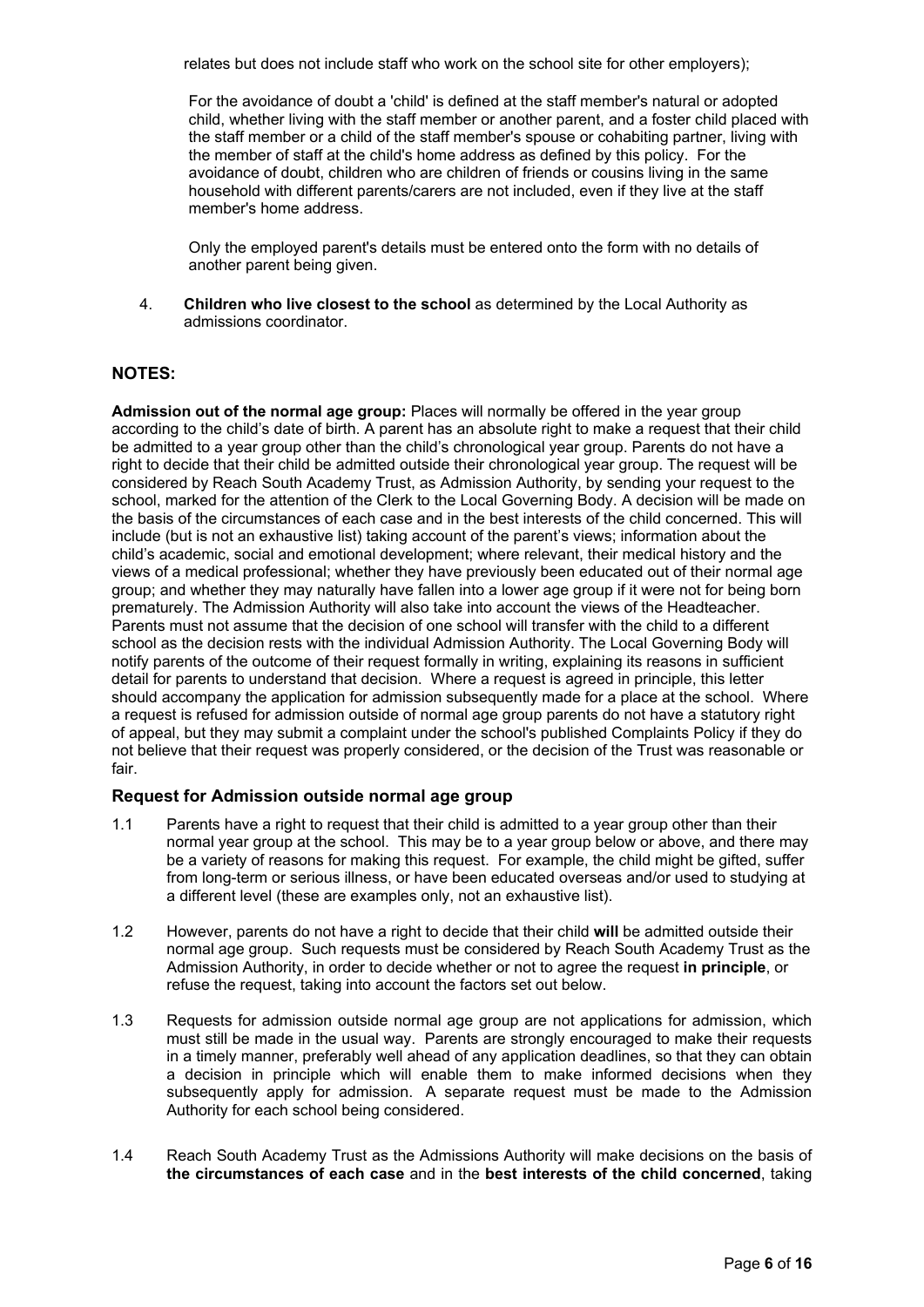relates but does not include staff who work on the school site for other employers);

For the avoidance of doubt a 'child' is defined at the staff member's natural or adopted child, whether living with the staff member or another parent, and a foster child placed with the staff member or a child of the staff member's spouse or cohabiting partner, living with the member of staff at the child's home address as defined by this policy. For the avoidance of doubt, children who are children of friends or cousins living in the same household with different parents/carers are not included, even if they live at the staff member's home address.

Only the employed parent's details must be entered onto the form with no details of another parent being given.

4. **Children who live closest to the school** as determined by the Local Authority as admissions coordinator.

## NOTES:

**Admission out of the normal age group:** Places will normally be offered in the year group according to the child's date of birth. A parent has an absolute right to make a request that their child be admitted to a year group other than the child's chronological year group. Parents do not have a right to decide that their child be admitted outside their chronological year group. The request will be considered by Reach South Academy Trust, as Admission Authority, by sending your request to the school, marked for the attention of the Clerk to the Local Governing Body. A decision will be made on the basis of the circumstances of each case and in the best interests of the child concerned. This will include (but is not an exhaustive list) taking account of the parent's views; information about the child's academic, social and emotional development; where relevant, their medical history and the views of a medical professional; whether they have previously been educated out of their normal age group; and whether they may naturally have fallen into a lower age group if it were not for being born prematurely. The Admission Authority will also take into account the views of the Headteacher. Parents must not assume that the decision of one school will transfer with the child to a different school as the decision rests with the individual Admission Authority. The Local Governing Body will notify parents of the outcome of their request formally in writing, explaining its reasons in sufficient detail for parents to understand that decision. Where a request is agreed in principle, this letter should accompany the application for admission subsequently made for a place at the school. Where a request is refused for admission outside of normal age group parents do not have a statutory right of appeal, but they may submit a complaint under the school's published Complaints Policy if they do not believe that their request was properly considered, or the decision of the Trust was reasonable or fair.

### Request for Admission outside normal age group

1.1 Parents have a right to request that their child is admitted to a year group other than their normal year group at the school. This may be to a year group below or above, and there may be a variety of reasons for making this request. For example, the child might be gifted, suffer from long-term or serious illness, or have been educated overseas and/or used to studying at a different level (these are examples only, not an exhaustive list).

1.2 However, parents do not have a right to decide that their child **will** be admitted outside their normal age group. Such requests must be considered by Reach South Academy Trust as the Admission Authority, in order to decide whether or not to agree the request **in principle**, or refuse the request, taking into account the factors set out below.

1.3 Requests for admission outside normal age group are not applications for admission, which must still be made in the usual way. Parents are strongly encouraged to make their requests in a timely manner, preferably well ahead of any application deadlines, so that they can obtain a decision in principle which will enable them to make informed decisions when they subsequently apply for admission. A separate request must be made to the Admission Authority for each school being considered.

1.4 Reach South Academy Trust as the Admissions Authority will make decisions on the basis of **the circumstances of each case** and in the **best interests of the child concerned**, taking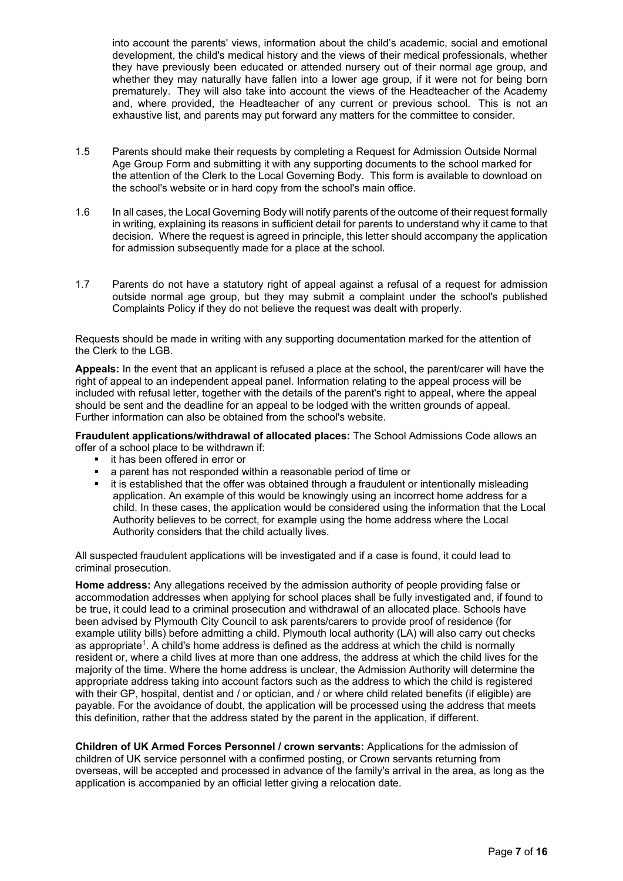into account the parents' views, information about the child's academic, social and emotional development, the child's medical history and the views of their medical professionals, whether they have previously been educated or attended nursery out of their normal age group, and whether they may naturally have fallen into a lower age group, if it were not for being born prematurely. They will also take into account the views of the Headteacher of the Academy and, where provided, the Headteacher of any current or previous school. This is not an exhaustive list, and parents may put forward any matters for the committee to consider.

1.5 Parents should make their requests by completing a Request for Admission Outside Normal Age Group Form and submitting it with any supporting documents to the school marked for the attention of the Clerk to the Local Governing Body. This form is available to download on the school's website or in hard copy from the school's main office.

1.6 In all cases, the Local Governing Body will notify parents of the outcome of their request formally in writing, explaining its reasons in sufficient detail for parents to understand why it came to that decision. Where the request is agreed in principle, this letter should accompany the application for admission subsequently made for a place at the school.

1.7 Parents do not have a statutory right of appeal against a refusal of a request for admission outside normal age group, but they may submit a complaint under the school's published Complaints Policy if they do not believe the request was dealt with properly.

Requests should be made in writing with any supporting documentation marked for the attention of the Clerk to the LGB.

**Appeals:** In the event that an applicant is refused a place at the school, the parent/carer will have the right of appeal to an independent appeal panel. Information relating to the appeal process will be included with refusal letter, together with the details of the parent's right to appeal, where the appeal should be sent and the deadline for an appeal to be lodged with the written grounds of appeal. Further information can also be obtained from the school's website.

**Fraudulent applications/withdrawal of allocated places:** The School Admissions Code allows an offer of a school place to be withdrawn if:

- it has been offered in error or
- a parent has not responded within a reasonable period of time or
- it is established that the offer was obtained through a fraudulent or intentionally misleading application. An example of this would be knowingly using an incorrect home address for a child. In these cases, the application would be considered using the information that the Local Authority believes to be correct, for example using the home address where the Local Authority considers that the child actually lives.

All suspected fraudulent applications will be investigated and if a case is found, it could lead to criminal prosecution.

**Home address:** Any allegations received by the admission authority of people providing false or accommodation addresses when applying for school places shall be fully investigated and, if found to be true, it could lead to a criminal prosecution and withdrawal of an allocated place. Schools have been advised by Plymouth City Council to ask parents/carers to provide proof of residence (for example utility bills) before admitting a child. Plymouth local authority (LA) will also carry out checks as appropriate[1]. A child's home address is defined as the address at which the child is normally resident or, where a child lives at more than one address, the address at which the child lives for the majority of the time. Where the home address is unclear, the Admission Authority will determine the appropriate address taking into account factors such as the address to which the child is registered with their GP, hospital, dentist and / or optician, and / or where child related benefits (if eligible) are payable. For the avoidance of doubt, the application will be processed using the address that meets this definition, rather that the address stated by the parent in the application, if different.

**Children of UK Armed Forces Personnel / crown servants:** Applications for the admission of children of UK service personnel with a confirmed posting, or Crown servants returning from overseas, will be accepted and processed in advance of the family's arrival in the area, as long as the application is accompanied by an official letter giving a relocation date.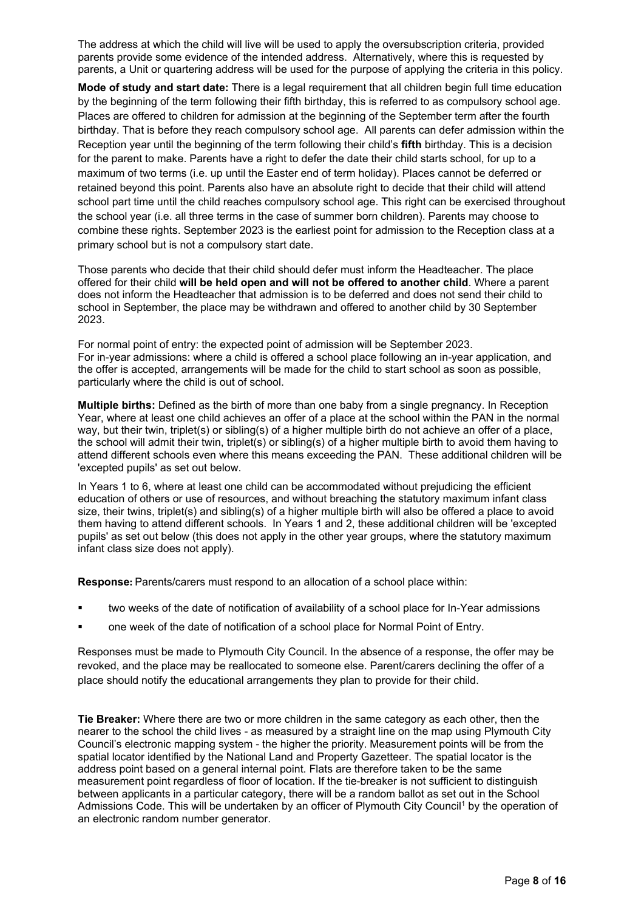The address at which the child will live will be used to apply the oversubscription criteria, provided parents provide some evidence of the intended address. Alternatively, where this is requested by parents, a Unit or quartering address will be used for the purpose of applying the criteria in this policy.

**Mode of study and start date:** There is a legal requirement that all children begin full time education by the beginning of the term following their fifth birthday, this is referred to as compulsory school age. Places are offered to children for admission at the beginning of the September term after the fourth birthday. That is before they reach compulsory school age. All parents can defer admission within the Reception year until the beginning of the term following their child's **fifth** birthday. This is a decision for the parent to make. Parents have a right to defer the date their child starts school, for up to a maximum of two terms (i.e. up until the Easter end of term holiday). Places cannot be deferred or retained beyond this point. Parents also have an absolute right to decide that their child will attend school part time until the child reaches compulsory school age. This right can be exercised throughout the school year (i.e. all three terms in the case of summer born children). Parents may choose to combine these rights. September 2023 is the earliest point for admission to the Reception class at a primary school but is not a compulsory start date.

Those parents who decide that their child should defer must inform the Headteacher. The place offered for their child **will be held open and will not be offered to another child**. Where a parent does not inform the Headteacher that admission is to be deferred and does not send their child to school in September, the place may be withdrawn and offered to another child by 30 September 2023.

For normal point of entry: the expected point of admission will be September 2023.
For in-year admissions: where a child is offered a school place following an in-year application, and the offer is accepted, arrangements will be made for the child to start school as soon as possible, particularly where the child is out of school.

**Multiple births:** Defined as the birth of more than one baby from a single pregnancy. In Reception Year, where at least one child achieves an offer of a place at the school within the PAN in the normal way, but their twin, triplet(s) or sibling(s) of a higher multiple birth do not achieve an offer of a place, the school will admit their twin, triplet(s) or sibling(s) of a higher multiple birth to avoid them having to attend different schools even where this means exceeding the PAN. These additional children will be 'excepted pupils' as set out below.

In Years 1 to 6, where at least one child can be accommodated without prejudicing the efficient education of others or use of resources, and without breaching the statutory maximum infant class size, their twins, triplet(s) and sibling(s) of a higher multiple birth will also be offered a place to avoid them having to attend different schools. In Years 1 and 2, these additional children will be 'excepted pupils' as set out below (this does not apply in the other year groups, where the statutory maximum infant class size does not apply).

**Response:** Parents/carers must respond to an allocation of a school place within:

- two weeks of the date of notification of availability of a school place for In-Year admissions
- one week of the date of notification of a school place for Normal Point of Entry.

Responses must be made to Plymouth City Council. In the absence of a response, the offer may be revoked, and the place may be reallocated to someone else. Parent/carers declining the offer of a place should notify the educational arrangements they plan to provide for their child.

**Tie Breaker:** Where there are two or more children in the same category as each other, then the nearer to the school the child lives - as measured by a straight line on the map using Plymouth City Council's electronic mapping system - the higher the priority. Measurement points will be from the spatial locator identified by the National Land and Property Gazetteer. The spatial locator is the address point based on a general internal point. Flats are therefore taken to be the same measurement point regardless of floor of location. If the tie-breaker is not sufficient to distinguish between applicants in a particular category, there will be a random ballot as set out in the School Admissions Code. This will be undertaken by an officer of Plymouth City Council[1] by the operation of an electronic random number generator.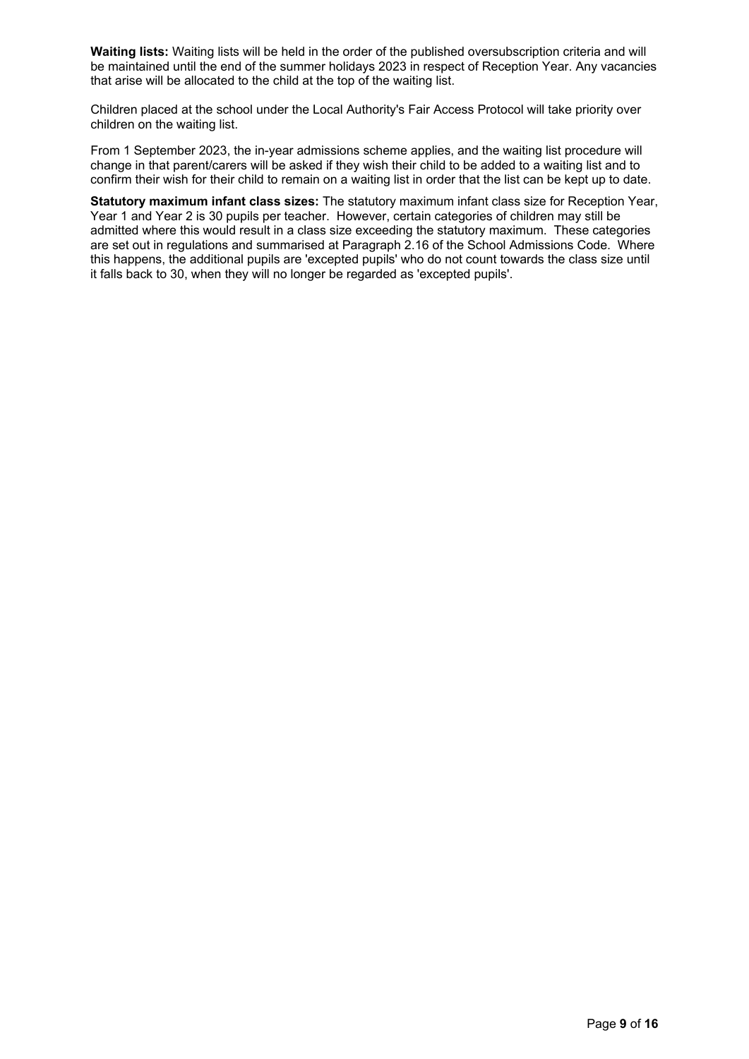**Waiting lists:** Waiting lists will be held in the order of the published oversubscription criteria and will be maintained until the end of the summer holidays 2023 in respect of Reception Year. Any vacancies that arise will be allocated to the child at the top of the waiting list.

Children placed at the school under the Local Authority's Fair Access Protocol will take priority over children on the waiting list.

From 1 September 2023, the in-year admissions scheme applies, and the waiting list procedure will change in that parent/carers will be asked if they wish their child to be added to a waiting list and to confirm their wish for their child to remain on a waiting list in order that the list can be kept up to date.

**Statutory maximum infant class sizes:** The statutory maximum infant class size for Reception Year, Year 1 and Year 2 is 30 pupils per teacher. However, certain categories of children may still be admitted where this would result in a class size exceeding the statutory maximum. These categories are set out in regulations and summarised at Paragraph 2.16 of the School Admissions Code. Where this happens, the additional pupils are 'excepted pupils' who do not count towards the class size until it falls back to 30, when they will no longer be regarded as 'excepted pupils'.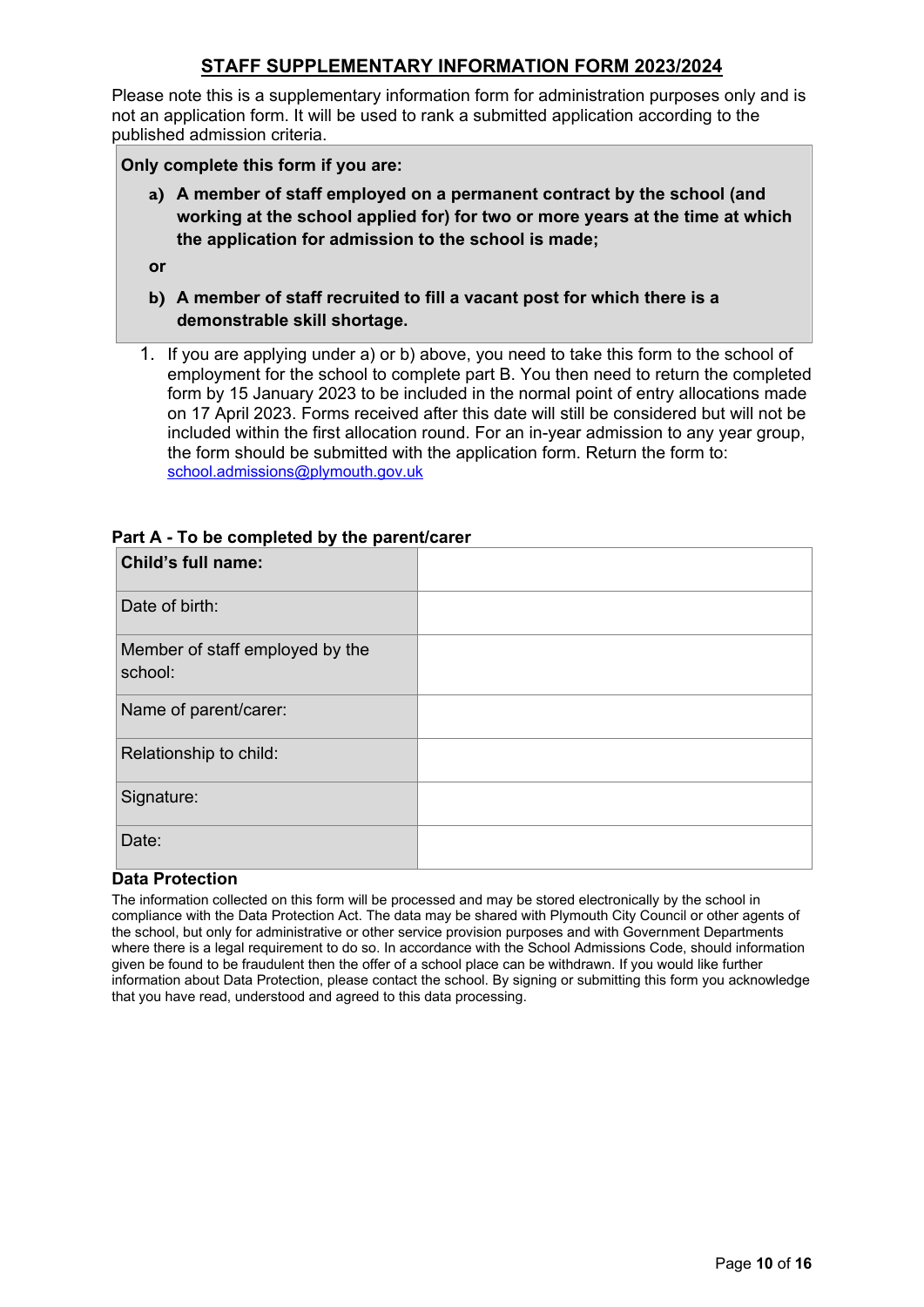# STAFF SUPPLEMENTARY INFORMATION FORM 2023/2024

Please note this is a supplementary information form for administration purposes only and is not an application form. It will be used to rank a submitted application according to the published admission criteria.

**Only complete this form if you are:**

**a) A member of staff employed on a permanent contract by the school (and working at the school applied for) for two or more years at the time at which the application for admission to the school is made;**

**or**

**b) A member of staff recruited to fill a vacant post for which there is a demonstrable skill shortage.**

1. If you are applying under a) or b) above, you need to take this form to the school of employment for the school to complete part B. You then need to return the completed form by 15 January 2023 to be included in the normal point of entry allocations made on 17 April 2023. Forms received after this date will still be considered but will not be included within the first allocation round. For an in-year admission to any year group, the form should be submitted with the application form. Return the form to: school.admissions@plymouth.gov.uk

**Part A - To be completed by the parent/carer**

| **Child's full name:** | |
|---|---|
| Date of birth: | |
| Member of staff employed by the school: | |
| Name of parent/carer: | |
| Relationship to child: | |
| Signature: | |
| Date: | |

**Data Protection**

The information collected on this form will be processed and may be stored electronically by the school in compliance with the Data Protection Act. The data may be shared with Plymouth City Council or other agents of the school, but only for administrative or other service provision purposes and with Government Departments where there is a legal requirement to do so. In accordance with the School Admissions Code, should information given be found to be fraudulent then the offer of a school place can be withdrawn. If you would like further information about Data Protection, please contact the school. By signing or submitting this form you acknowledge that you have read, understood and agreed to this data processing.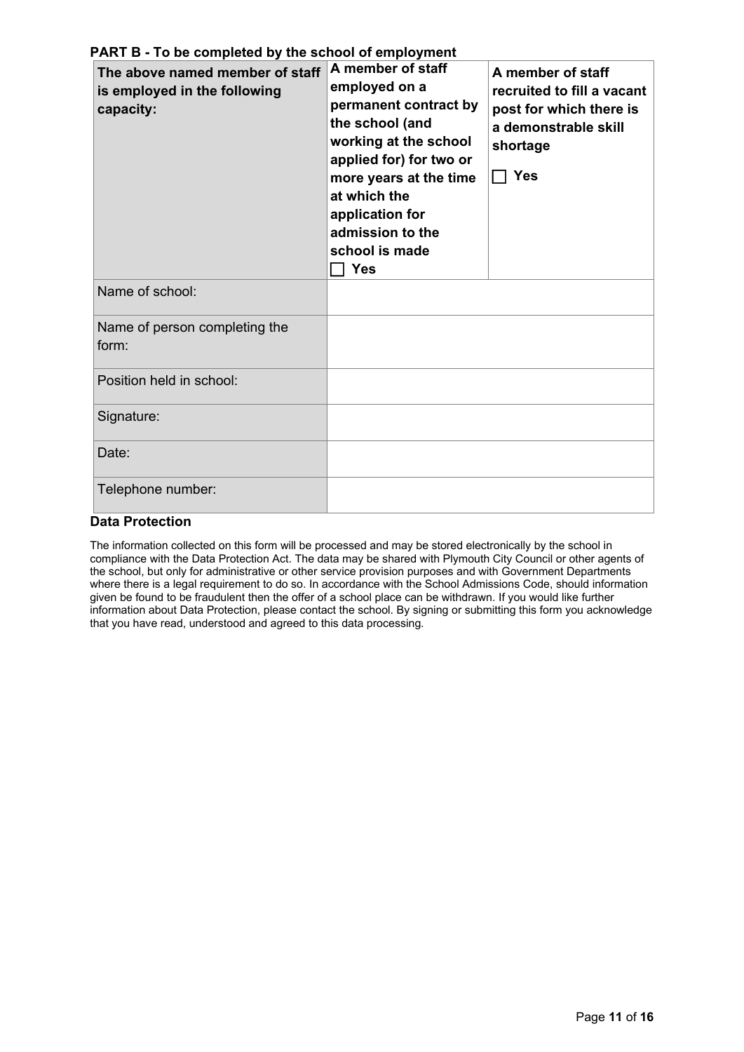**PART B - To be completed by the school of employment**

| **The above named member of staff is employed in the following capacity:** | **A member of staff employed on a permanent contract by the school (and working at the school applied for) for two or more years at the time at which the application for admission to the school is made** ☐ **Yes** | **A member of staff recruited to fill a vacant post for which there is a demonstrable skill shortage** ☐ **Yes** |
|---|---|---|
| Name of school: | | |
| Name of person completing the form: | | |
| Position held in school: | | |
| Signature: | | |
| Date: | | |
| Telephone number: | | |

**Data Protection**

The information collected on this form will be processed and may be stored electronically by the school in compliance with the Data Protection Act. The data may be shared with Plymouth City Council or other agents of the school, but only for administrative or other service provision purposes and with Government Departments where there is a legal requirement to do so. In accordance with the School Admissions Code, should information given be found to be fraudulent then the offer of a school place can be withdrawn. If you would like further information about Data Protection, please contact the school. By signing or submitting this form you acknowledge that you have read, understood and agreed to this data processing.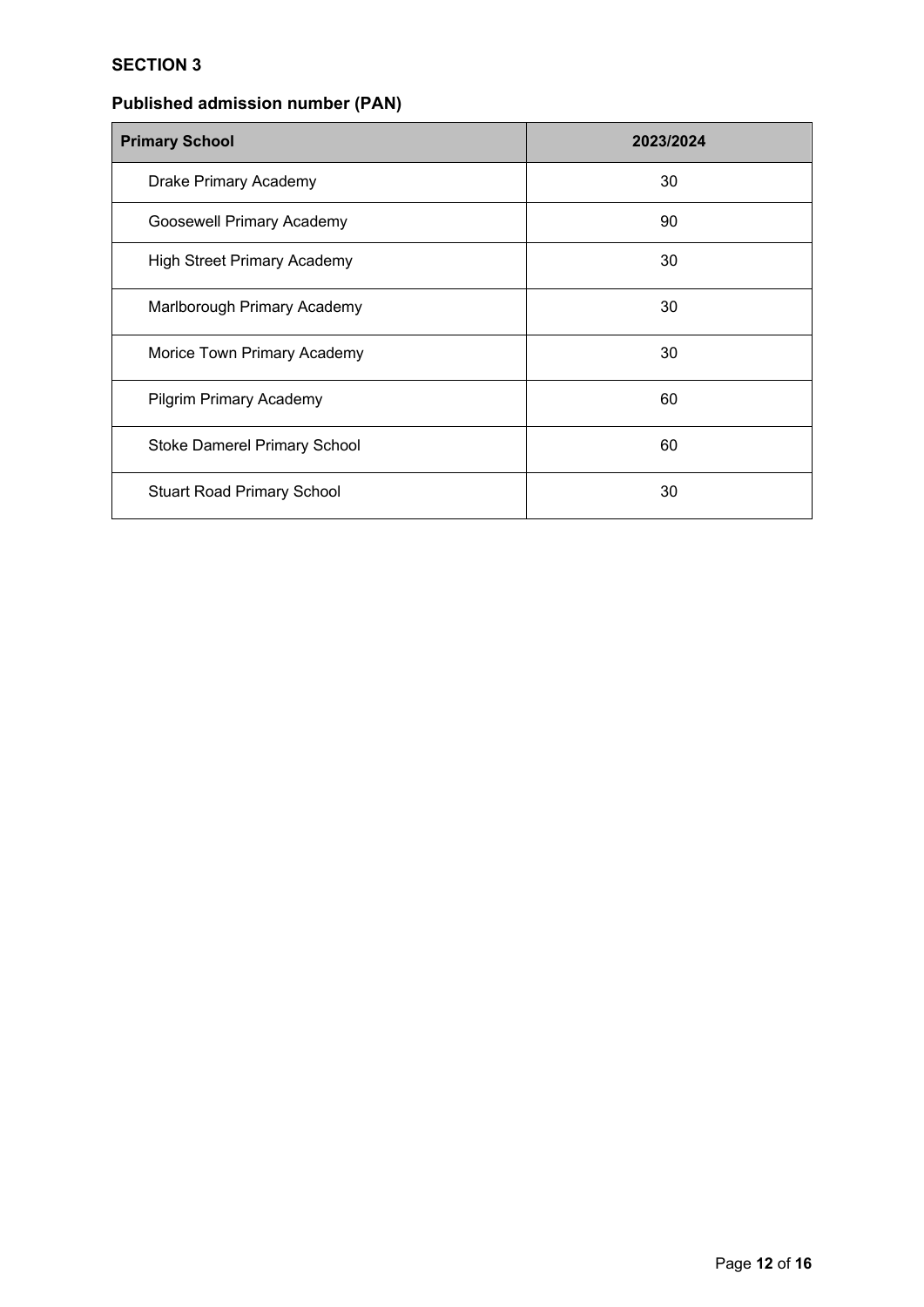## SECTION 3

### Published admission number (PAN)

| Primary School | 2023/2024 |
| --- | --- |
| Drake Primary Academy | 30 |
| Goosewell Primary Academy | 90 |
| High Street Primary Academy | 30 |
| Marlborough Primary Academy | 30 |
| Morice Town Primary Academy | 30 |
| Pilgrim Primary Academy | 60 |
| Stoke Damerel Primary School | 60 |
| Stuart Road Primary School | 30 |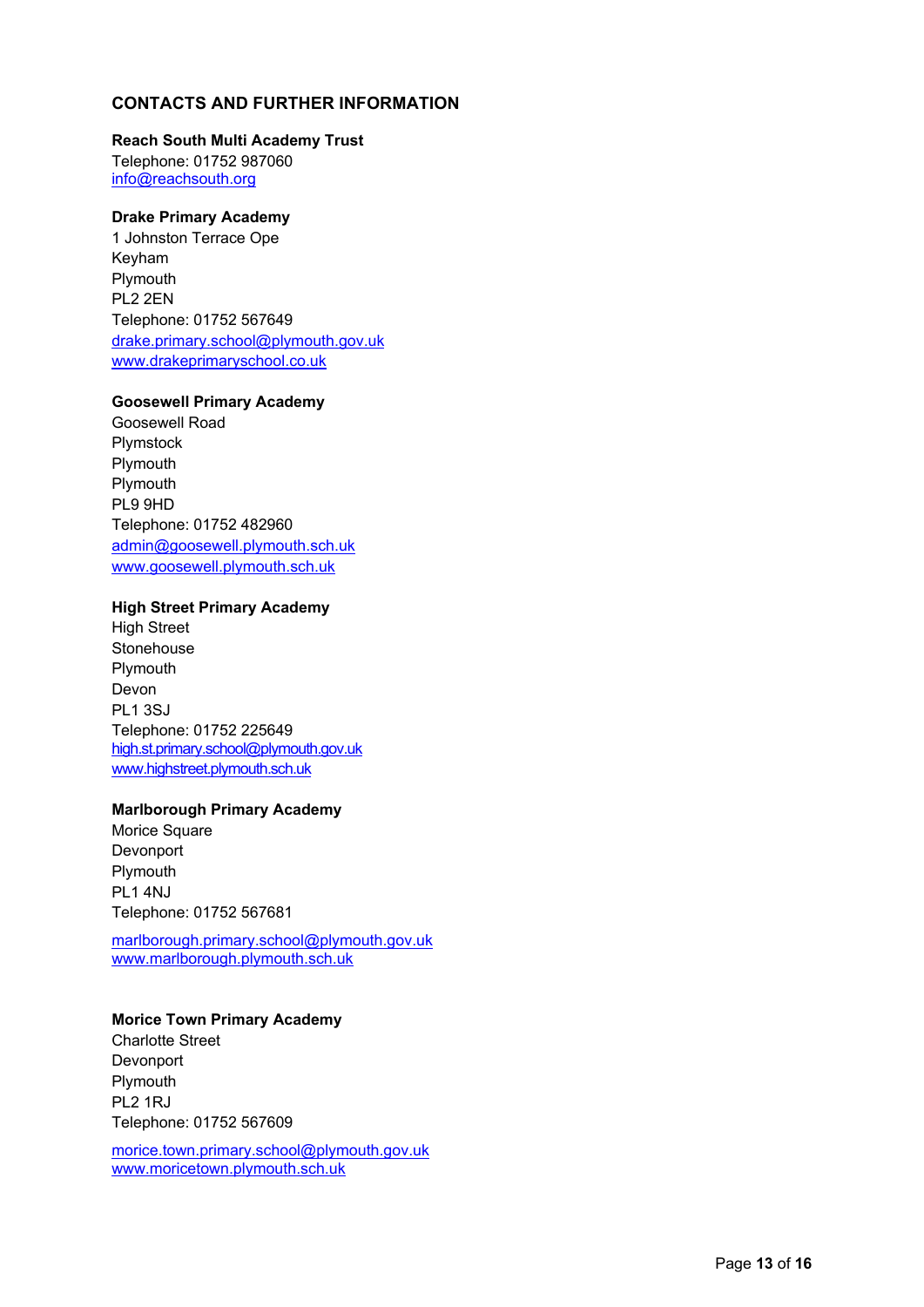## CONTACTS AND FURTHER INFORMATION

**Reach South Multi Academy Trust**
Telephone: 01752 987060
info@reachsouth.org

**Drake Primary Academy**
1 Johnston Terrace Ope
Keyham
Plymouth
PL2 2EN
Telephone: 01752 567649
drake.primary.school@plymouth.gov.uk
www.drakeprimaryschool.co.uk

**Goosewell Primary Academy**
Goosewell Road
Plymstock
Plymouth
Plymouth
PL9 9HD
Telephone: 01752 482960
admin@goosewell.plymouth.sch.uk
www.goosewell.plymouth.sch.uk

**High Street Primary Academy**
High Street
Stonehouse
Plymouth
Devon
PL1 3SJ
Telephone: 01752 225649
high.st.primary.school@plymouth.gov.uk
www.highstreet.plymouth.sch.uk

**Marlborough Primary Academy**
Morice Square
Devonport
Plymouth
PL1 4NJ
Telephone: 01752 567681

marlborough.primary.school@plymouth.gov.uk
www.marlborough.plymouth.sch.uk

**Morice Town Primary Academy**
Charlotte Street
Devonport
Plymouth
PL2 1RJ
Telephone: 01752 567609

morice.town.primary.school@plymouth.gov.uk
www.moricetown.plymouth.sch.uk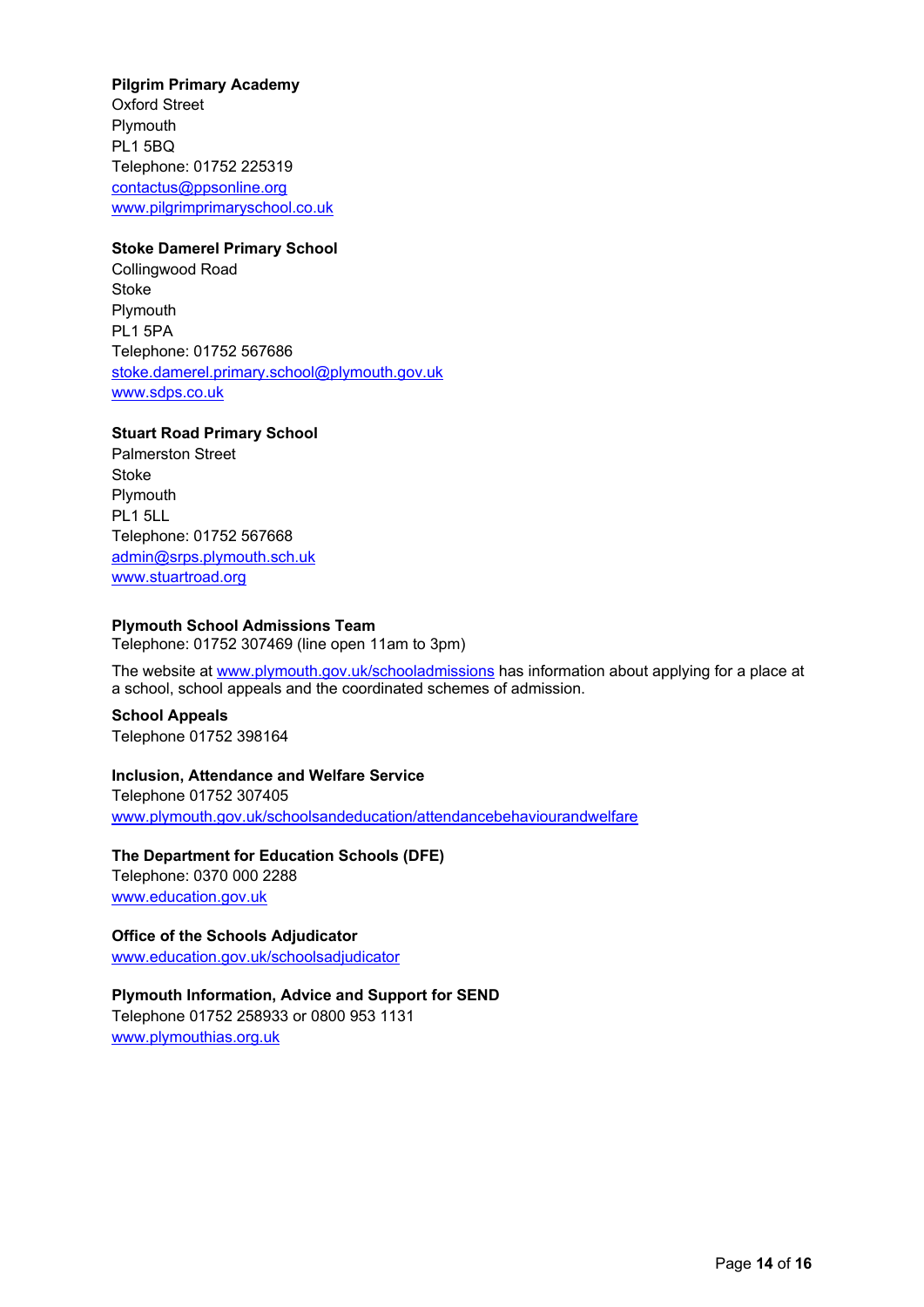**Pilgrim Primary Academy**
Oxford Street
Plymouth
PL1 5BQ
Telephone: 01752 225319
contactus@ppsonline.org
www.pilgrimprimaryschool.co.uk

**Stoke Damerel Primary School**
Collingwood Road
Stoke
Plymouth
PL1 5PA
Telephone: 01752 567686
stoke.damerel.primary.school@plymouth.gov.uk
www.sdps.co.uk

**Stuart Road Primary School**
Palmerston Street
Stoke
Plymouth
PL1 5LL
Telephone: 01752 567668
admin@srps.plymouth.sch.uk
www.stuartroad.org

**Plymouth School Admissions Team**
Telephone: 01752 307469 (line open 11am to 3pm)

The website at www.plymouth.gov.uk/schooladmissions has information about applying for a place at a school, school appeals and the coordinated schemes of admission.

**School Appeals**
Telephone 01752 398164

**Inclusion, Attendance and Welfare Service**
Telephone 01752 307405
www.plymouth.gov.uk/schoolsandeducation/attendancebehaviourandwelfare

**The Department for Education Schools (DFE)**
Telephone: 0370 000 2288
www.education.gov.uk

**Office of the Schools Adjudicator**
www.education.gov.uk/schoolsadjudicator

**Plymouth Information, Advice and Support for SEND**
Telephone 01752 258933 or 0800 953 1131
www.plymouthias.org.uk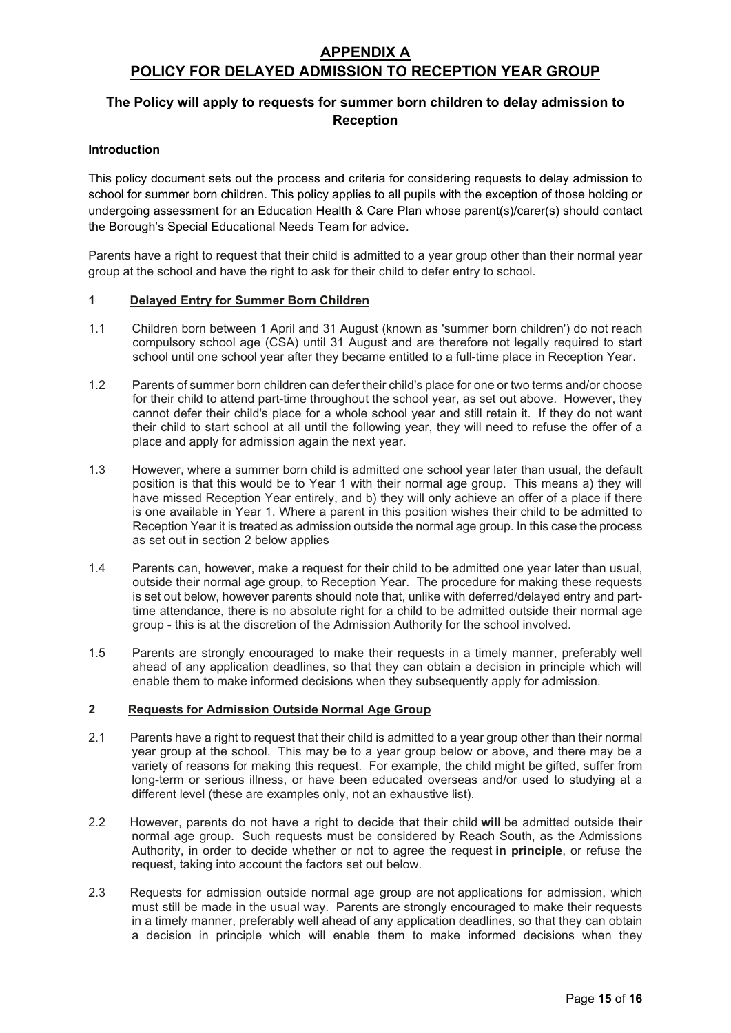# APPENDIX A

# POLICY FOR DELAYED ADMISSION TO RECEPTION YEAR GROUP

## The Policy will apply to requests for summer born children to delay admission to Reception

### Introduction

This policy document sets out the process and criteria for considering requests to delay admission to school for summer born children. This policy applies to all pupils with the exception of those holding or undergoing assessment for an Education Health & Care Plan whose parent(s)/carer(s) should contact the Borough's Special Educational Needs Team for advice.

Parents have a right to request that their child is admitted to a year group other than their normal year group at the school and have the right to ask for their child to defer entry to school.

### 1 Delayed Entry for Summer Born Children

1.1 Children born between 1 April and 31 August (known as 'summer born children') do not reach compulsory school age (CSA) until 31 August and are therefore not legally required to start school until one school year after they became entitled to a full-time place in Reception Year.

1.2 Parents of summer born children can defer their child's place for one or two terms and/or choose for their child to attend part-time throughout the school year, as set out above. However, they cannot defer their child's place for a whole school year and still retain it. If they do not want their child to start school at all until the following year, they will need to refuse the offer of a place and apply for admission again the next year.

1.3 However, where a summer born child is admitted one school year later than usual, the default position is that this would be to Year 1 with their normal age group. This means a) they will have missed Reception Year entirely, and b) they will only achieve an offer of a place if there is one available in Year 1. Where a parent in this position wishes their child to be admitted to Reception Year it is treated as admission outside the normal age group. In this case the process as set out in section 2 below applies

1.4 Parents can, however, make a request for their child to be admitted one year later than usual, outside their normal age group, to Reception Year. The procedure for making these requests is set out below, however parents should note that, unlike with deferred/delayed entry and part-time attendance, there is no absolute right for a child to be admitted outside their normal age group - this is at the discretion of the Admission Authority for the school involved.

1.5 Parents are strongly encouraged to make their requests in a timely manner, preferably well ahead of any application deadlines, so that they can obtain a decision in principle which will enable them to make informed decisions when they subsequently apply for admission.

### 2 Requests for Admission Outside Normal Age Group

2.1 Parents have a right to request that their child is admitted to a year group other than their normal year group at the school. This may be to a year group below or above, and there may be a variety of reasons for making this request. For example, the child might be gifted, suffer from long-term or serious illness, or have been educated overseas and/or used to studying at a different level (these are examples only, not an exhaustive list).

2.2 However, parents do not have a right to decide that their child **will** be admitted outside their normal age group. Such requests must be considered by Reach South, as the Admissions Authority, in order to decide whether or not to agree the request **in principle**, or refuse the request, taking into account the factors set out below.

2.3 Requests for admission outside normal age group are <u>not</u> applications for admission, which must still be made in the usual way. Parents are strongly encouraged to make their requests in a timely manner, preferably well ahead of any application deadlines, so that they can obtain a decision in principle which will enable them to make informed decisions when they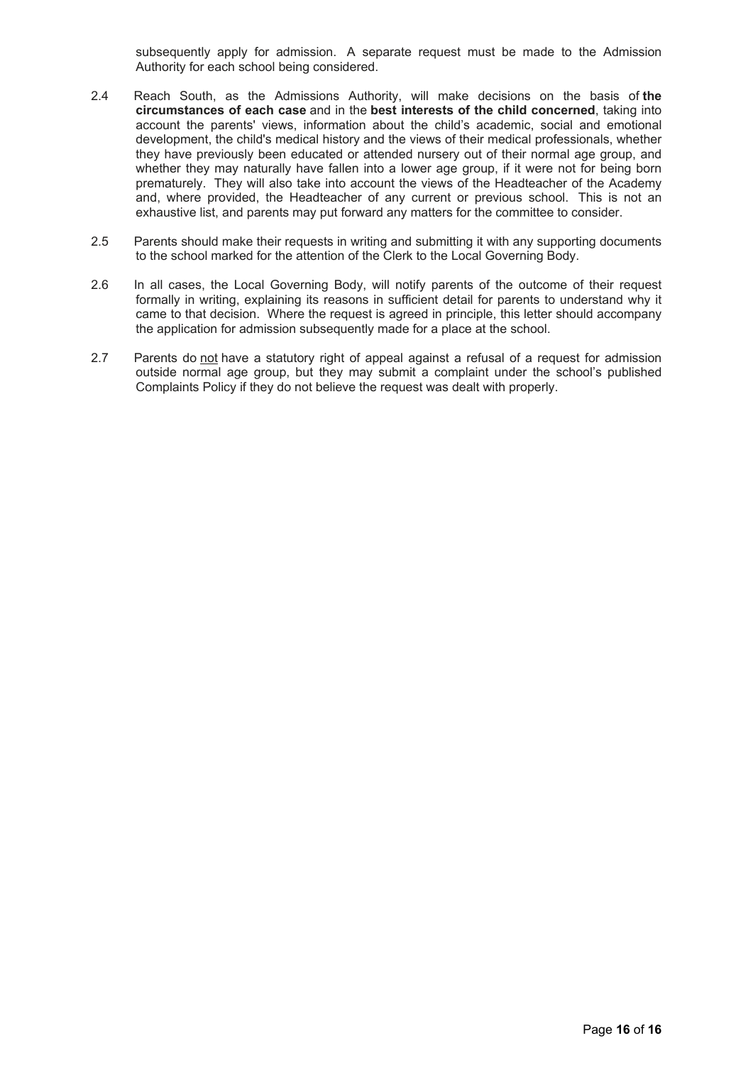subsequently apply for admission. A separate request must be made to the Admission Authority for each school being considered.

2.4 Reach South, as the Admissions Authority, will make decisions on the basis of **the circumstances of each case** and in the **best interests of the child concerned**, taking into account the parents' views, information about the child's academic, social and emotional development, the child's medical history and the views of their medical professionals, whether they have previously been educated or attended nursery out of their normal age group, and whether they may naturally have fallen into a lower age group, if it were not for being born prematurely. They will also take into account the views of the Headteacher of the Academy and, where provided, the Headteacher of any current or previous school. This is not an exhaustive list, and parents may put forward any matters for the committee to consider.

2.5 Parents should make their requests in writing and submitting it with any supporting documents to the school marked for the attention of the Clerk to the Local Governing Body.

2.6 In all cases, the Local Governing Body, will notify parents of the outcome of their request formally in writing, explaining its reasons in sufficient detail for parents to understand why it came to that decision. Where the request is agreed in principle, this letter should accompany the application for admission subsequently made for a place at the school.

2.7 Parents do <u>not</u> have a statutory right of appeal against a refusal of a request for admission outside normal age group, but they may submit a complaint under the school's published Complaints Policy if they do not believe the request was dealt with properly.